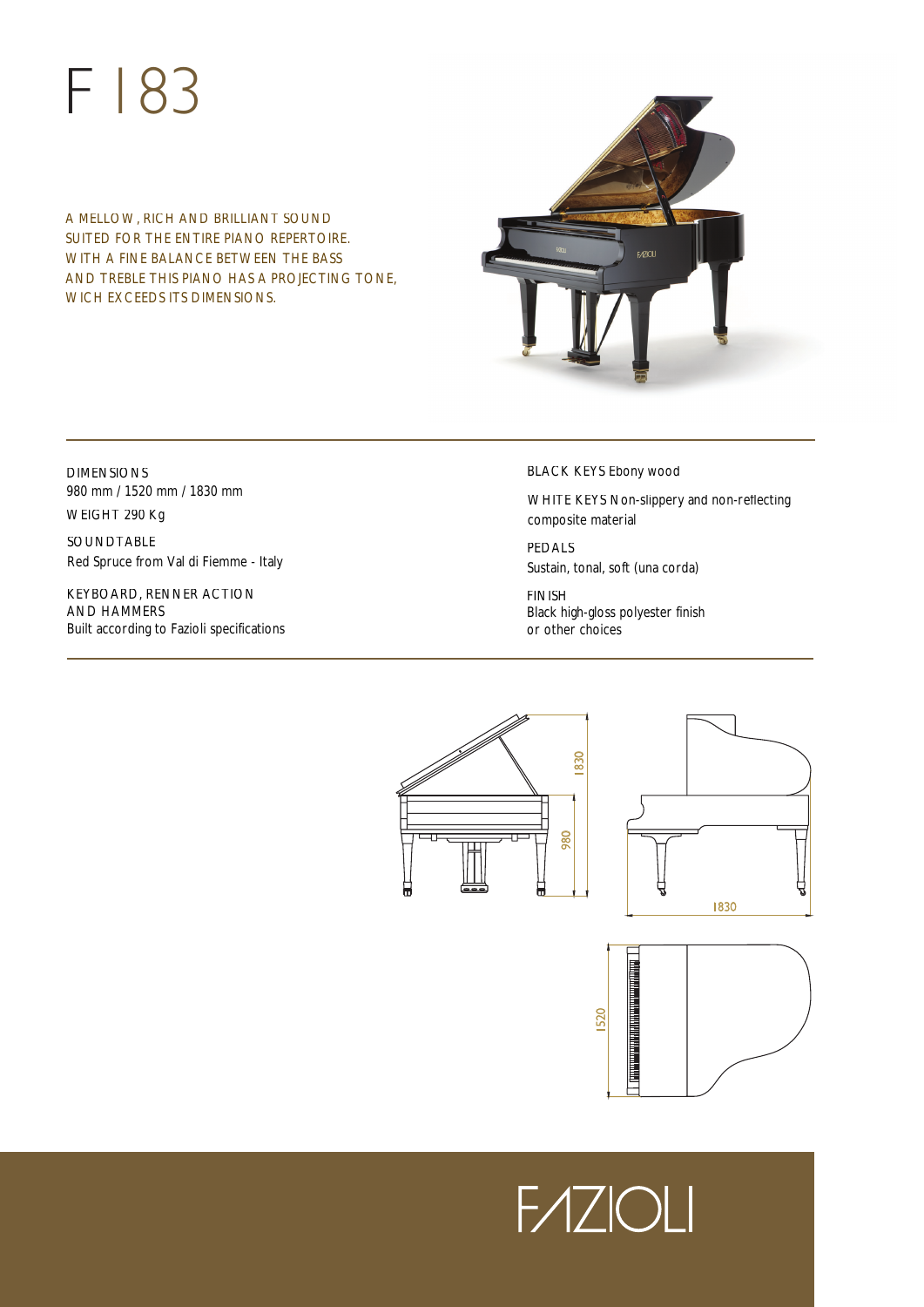# F 183

A MELLOW, RICH AND BRILLIANT SOUND SUITED FOR THE ENTIRE PIANO REPERTOIRE. WITH A FINE BALANCE BETWEEN THE BASS AND TREBLE THIS PIANO HAS A PROJECTING TONE, WICH EXCEEDS ITS DIMENSIONS.

DIMENSIONS
980 mm / 1520 mm / 1830 mm

WEIGHT 290 Kg

SOUNDTABLE
Red Spruce from Val di Fiemme - Italy

KEYBOARD, RENNER ACTION AND HAMMERS
Built according to Fazioli specifications

BLACK KEYS Ebony wood

WHITE KEYS Non-slippery and non-reflecting composite material

PEDALS
Sustain, tonal, soft (una corda)

FINISH
Black high-gloss polyester finish or other choices

1830

980

1830

1520

FAZIOLI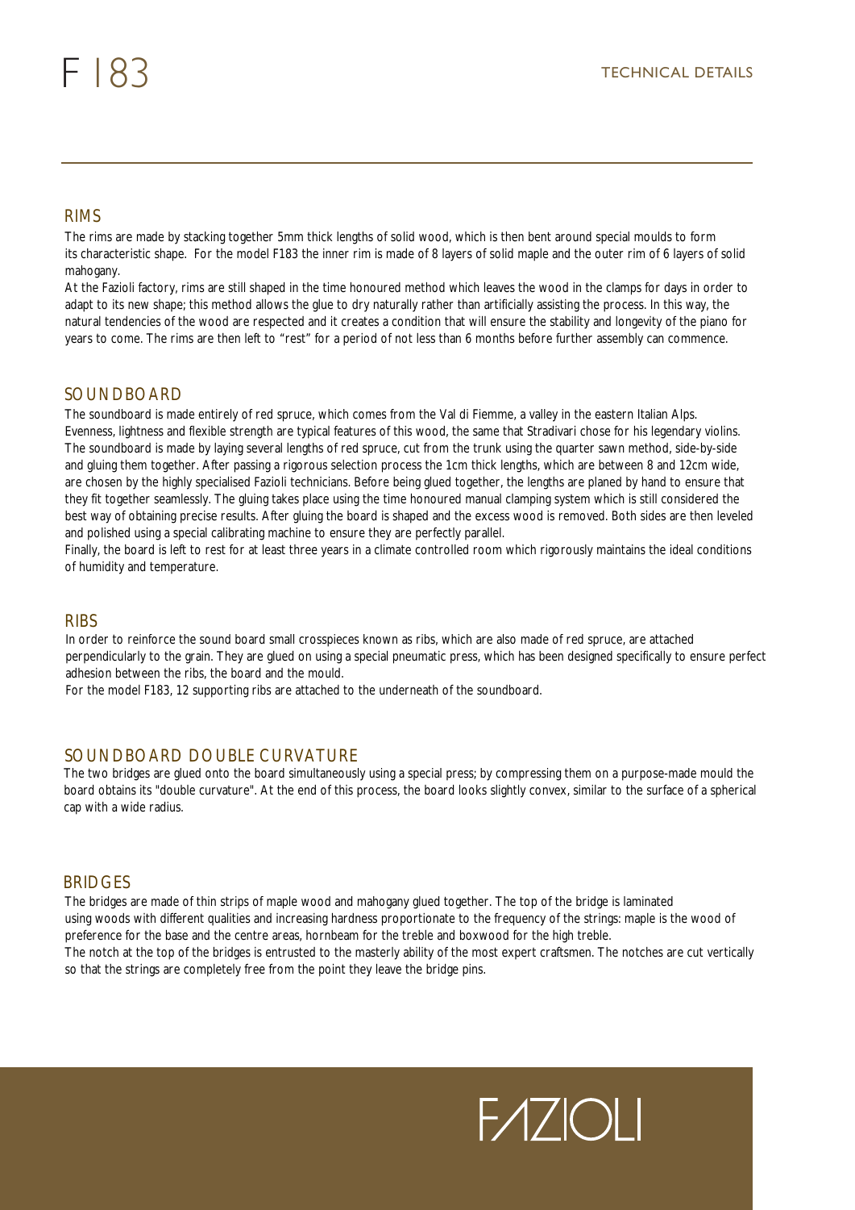# F 183

## TECHNICAL DETAILS

### RIMS

The rims are made by stacking together 5mm thick lengths of solid wood, which is then bent around special moulds to form its characteristic shape. For the model F183 the inner rim is made of 8 layers of solid maple and the outer rim of 6 layers of solid mahogany.

At the Fazioli factory, rims are still shaped in the time honoured method which leaves the wood in the clamps for days in order to adapt to its new shape; this method allows the glue to dry naturally rather than artificially assisting the process. In this way, the natural tendencies of the wood are respected and it creates a condition that will ensure the stability and longevity of the piano for years to come. The rims are then left to "rest" for a period of not less than 6 months before further assembly can commence.

### SOUNDBOARD

The soundboard is made entirely of red spruce, which comes from the Val di Fiemme, a valley in the eastern Italian Alps. Evenness, lightness and flexible strength are typical features of this wood, the same that Stradivari chose for his legendary violins. The soundboard is made by laying several lengths of red spruce, cut from the trunk using the quarter sawn method, side-by-side and gluing them together. After passing a rigorous selection process the 1cm thick lengths, which are between 8 and 12cm wide, are chosen by the highly specialised Fazioli technicians. Before being glued together, the lengths are planed by hand to ensure that they fit together seamlessly. The gluing takes place using the time honoured manual clamping system which is still considered the best way of obtaining precise results. After gluing the board is shaped and the excess wood is removed. Both sides are then leveled and polished using a special calibrating machine to ensure they are perfectly parallel.

Finally, the board is left to rest for at least three years in a climate controlled room which rigorously maintains the ideal conditions of humidity and temperature.

### RIBS

In order to reinforce the sound board small crosspieces known as ribs, which are also made of red spruce, are attached perpendicularly to the grain. They are glued on using a special pneumatic press, which has been designed specifically to ensure perfect adhesion between the ribs, the board and the mould.

For the model F183, 12 supporting ribs are attached to the underneath of the soundboard.

### SOUNDBOARD DOUBLE CURVATURE

The two bridges are glued onto the board simultaneously using a special press; by compressing them on a purpose-made mould the board obtains its "double curvature". At the end of this process, the board looks slightly convex, similar to the surface of a spherical cap with a wide radius.

### BRIDGES

The bridges are made of thin strips of maple wood and mahogany glued together. The top of the bridge is laminated using woods with different qualities and increasing hardness proportionate to the frequency of the strings: maple is the wood of preference for the base and the centre areas, hornbeam for the treble and boxwood for the high treble.

The notch at the top of the bridges is entrusted to the masterly ability of the most expert craftsmen. The notches are cut vertically so that the strings are completely free from the point they leave the bridge pins.

FAZIOLI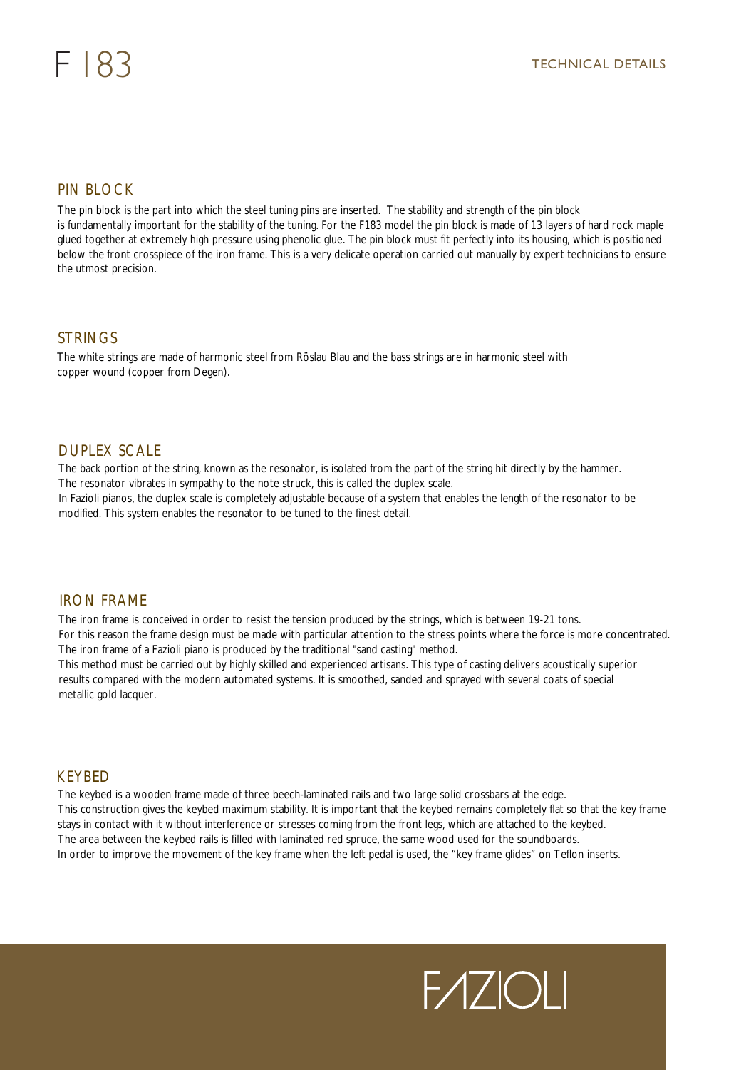# F183

TECHNICAL DETAILS

## PIN BLOCK

The pin block is the part into which the steel tuning pins are inserted. The stability and strength of the pin block is fundamentally important for the stability of the tuning. For the F183 model the pin block is made of 13 layers of hard rock maple glued together at extremely high pressure using phenolic glue. The pin block must fit perfectly into its housing, which is positioned below the front crosspiece of the iron frame. This is a very delicate operation carried out manually by expert technicians to ensure the utmost precision.

## STRINGS

The white strings are made of harmonic steel from Röslau Blau and the bass strings are in harmonic steel with copper wound (copper from Degen).

## DUPLEX SCALE

The back portion of the string, known as the resonator, is isolated from the part of the string hit directly by the hammer. The resonator vibrates in sympathy to the note struck, this is called the duplex scale.
In Fazioli pianos, the duplex scale is completely adjustable because of a system that enables the length of the resonator to be modified. This system enables the resonator to be tuned to the finest detail.

## IRON FRAME

The iron frame is conceived in order to resist the tension produced by the strings, which is between 19-21 tons.
For this reason the frame design must be made with particular attention to the stress points where the force is more concentrated.
The iron frame of a Fazioli piano is produced by the traditional "sand casting" method.
This method must be carried out by highly skilled and experienced artisans. This type of casting delivers acoustically superior results compared with the modern automated systems. It is smoothed, sanded and sprayed with several coats of special metallic gold lacquer.

## KEYBED

The keybed is a wooden frame made of three beech-laminated rails and two large solid crossbars at the edge.
This construction gives the keybed maximum stability. It is important that the keybed remains completely flat so that the key frame stays in contact with it without interference or stresses coming from the front legs, which are attached to the keybed.
The area between the keybed rails is filled with laminated red spruce, the same wood used for the soundboards.
In order to improve the movement of the key frame when the left pedal is used, the "key frame glides" on Teflon inserts.

FAZIOLI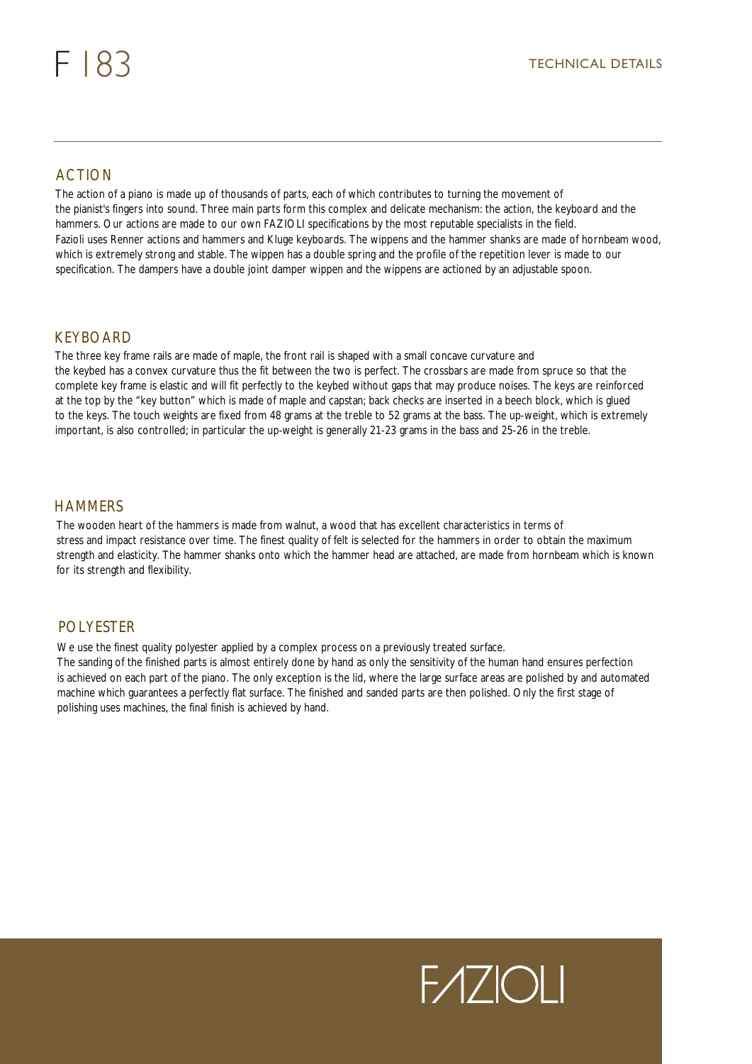# F 183

TECHNICAL DETAILS

## ACTION

The action of a piano is made up of thousands of parts, each of which contributes to turning the movement of the pianist's fingers into sound. Three main parts form this complex and delicate mechanism: the action, the keyboard and the hammers. Our actions are made to our own FAZIOLI specifications by the most reputable specialists in the field. Fazioli uses Renner actions and hammers and Kluge keyboards. The wippens and the hammer shanks are made of hornbeam wood, which is extremely strong and stable. The wippen has a double spring and the profile of the repetition lever is made to our specification. The dampers have a double joint damper wippen and the wippens are actioned by an adjustable spoon.

## KEYBOARD

The three key frame rails are made of maple, the front rail is shaped with a small concave curvature and the keybed has a convex curvature thus the fit between the two is perfect. The crossbars are made from spruce so that the complete key frame is elastic and will fit perfectly to the keybed without gaps that may produce noises. The keys are reinforced at the top by the "key button" which is made of maple and capstan; back checks are inserted in a beech block, which is glued to the keys. The touch weights are fixed from 48 grams at the treble to 52 grams at the bass. The up-weight, which is extremely important, is also controlled; in particular the up-weight is generally 21-23 grams in the bass and 25-26 in the treble.

## HAMMERS

The wooden heart of the hammers is made from walnut, a wood that has excellent characteristics in terms of stress and impact resistance over time. The finest quality of felt is selected for the hammers in order to obtain the maximum strength and elasticity. The hammer shanks onto which the hammer head are attached, are made from hornbeam which is known for its strength and flexibility.

## POLYESTER

We use the finest quality polyester applied by a complex process on a previously treated surface. The sanding of the finished parts is almost entirely done by hand as only the sensitivity of the human hand ensures perfection is achieved on each part of the piano. The only exception is the lid, where the large surface areas are polished by and automated machine which guarantees a perfectly flat surface. The finished and sanded parts are then polished. Only the first stage of polishing uses machines, the final finish is achieved by hand.

FAZIOLI